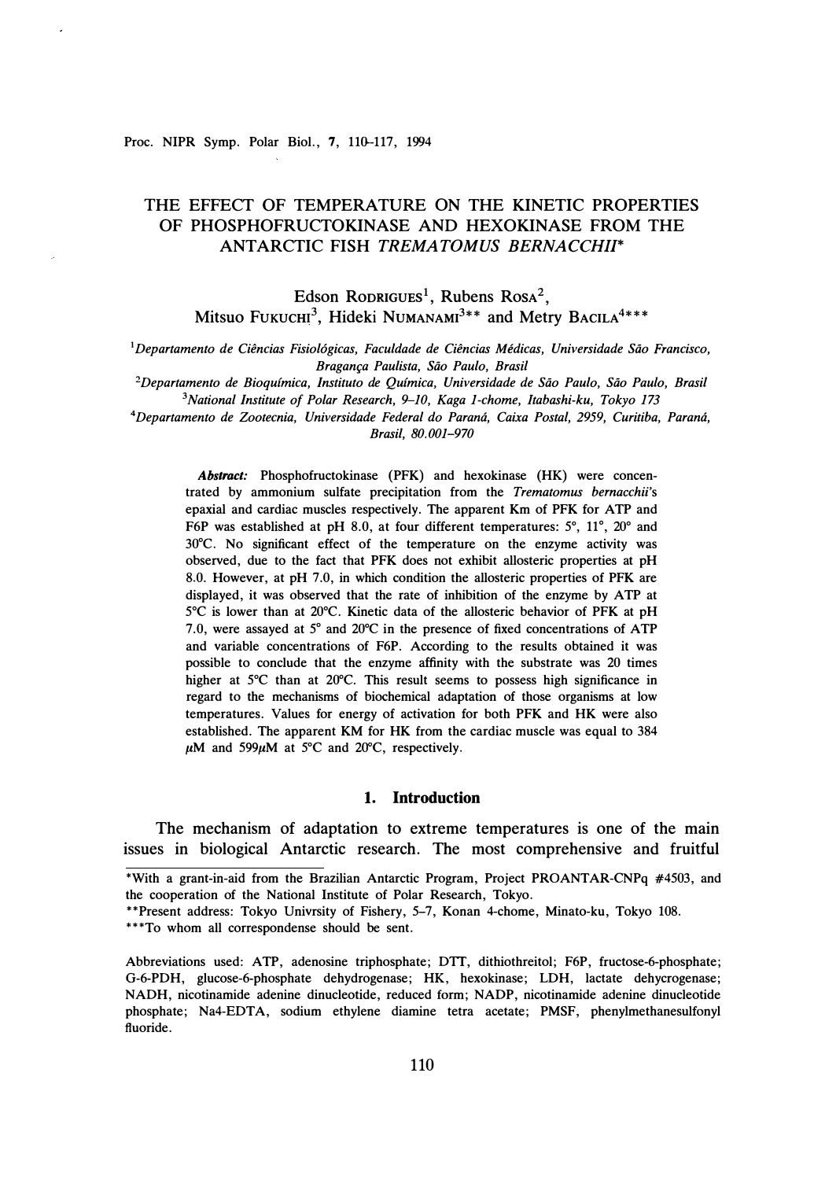# THE EFFECT OF TEMPERATURE ON THE KINETIC PROPERTIES OF PHOSPHOFRUCTOKINASE AND HEXOKINASE FROM THE ANTARCTIC FISH *TREMATOMUS BERNACCHII**

Edson RODRIGUES[1], Rubens ROSA[2], Mitsuo FUKUCHI[3], Hideki NUMANAMI[3]** and Metry BACILA[4]***

[1]*Departamento de Ciências Fisiológicas, Faculdade de Ciências Médicas, Universidade São Francisco, Bragança Paulista, São Paulo, Brasil*

[2]*Departamento de Bioquímica, Instituto de Química, Universidade de São Paulo, São Paulo, Brasil*

[3]*National Institute of Polar Research, 9–10, Kaga 1-chome, Itabashi-ku, Tokyo 173*

[4]*Departamento de Zootecnia, Universidade Federal do Paraná, Caixa Postal, 2959, Curitiba, Paraná, Brasil, 80.001–970*

***Abstract:*** Phosphofructokinase (PFK) and hexokinase (HK) were concentrated by ammonium sulfate precipitation from the *Trematomus bernacchii's* epaxial and cardiac muscles respectively. The apparent Km of PFK for ATP and F6P was established at pH 8.0, at four different temperatures: 5°, 11°, 20° and 30°C. No significant effect of the temperature on the enzyme activity was observed, due to the fact that PFK does not exhibit allosteric properties at pH 8.0. However, at pH 7.0, in which condition the allosteric properties of PFK are displayed, it was observed that the rate of inhibition of the enzyme by ATP at 5°C is lower than at 20°C. Kinetic data of the allosteric behavior of PFK at pH 7.0, were assayed at 5° and 20°C in the presence of fixed concentrations of ATP and variable concentrations of F6P. According to the results obtained it was possible to conclude that the enzyme affinity with the substrate was 20 times higher at 5°C than at 20°C. This result seems to possess high significance in regard to the mechanisms of biochemical adaptation of those organisms at low temperatures. Values for energy of activation for both PFK and HK were also established. The apparent KM for HK from the cardiac muscle was equal to 384 $\mu$M and 599$\mu$M at 5°C and 20°C, respectively.

## 1. Introduction

The mechanism of adaptation to extreme temperatures is one of the main issues in biological Antarctic research. The most comprehensive and fruitful

---

*With a grant-in-aid from the Brazilian Antarctic Program, Project PROANTAR-CNPq #4503, and the cooperation of the National Institute of Polar Research, Tokyo.

**Present address: Tokyo Univrsity of Fishery, 5–7, Konan 4-chome, Minato-ku, Tokyo 108.

***To whom all correspondense should be sent.

Abbreviations used: ATP, adenosine triphosphate; DTT, dithiothreitol; F6P, fructose-6-phosphate; G-6-PDH, glucose-6-phosphate dehydrogenase; HK, hexokinase; LDH, lactate dehycrogenase; NADH, nicotinamide adenine dinucleotide, reduced form; NADP, nicotinamide adenine dinucleotide phosphate; Na4-EDTA, sodium ethylene diamine tetra acetate; PMSF, phenylmethanesulfonyl fluoride.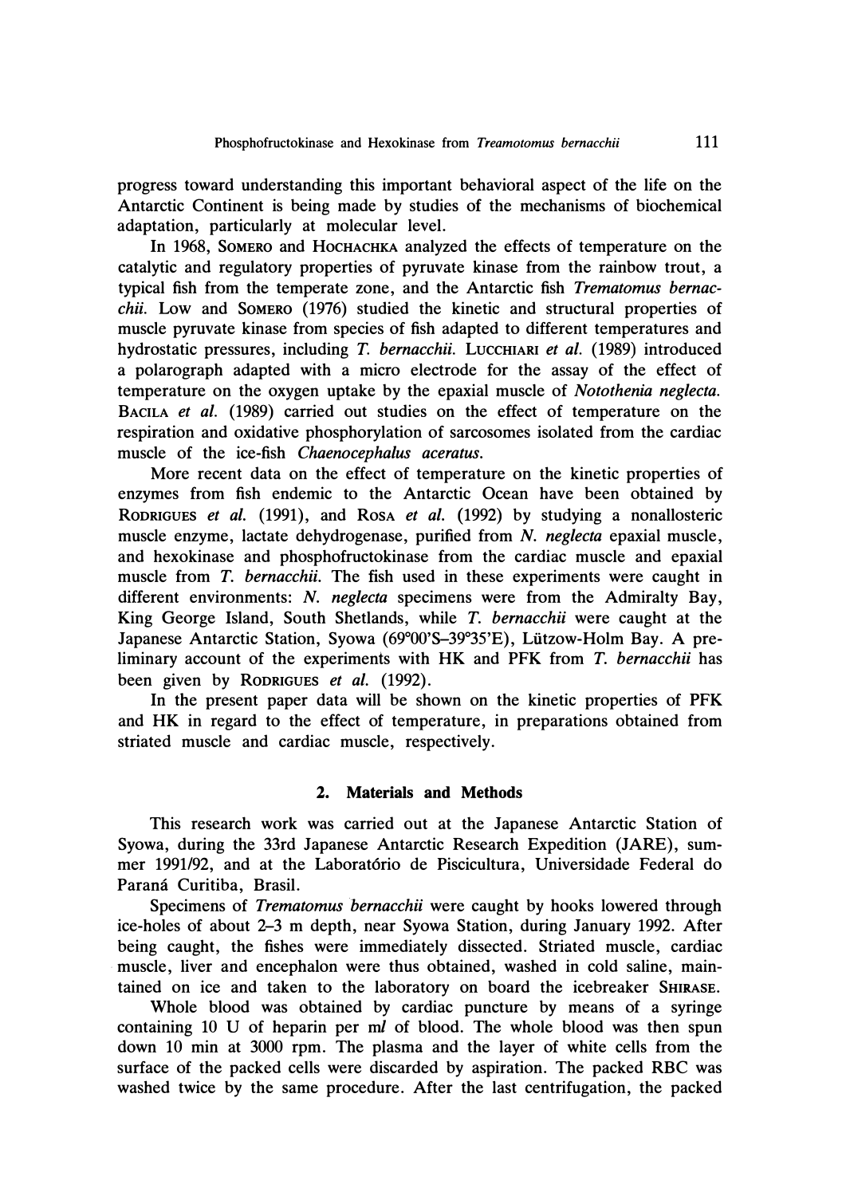progress toward understanding this important behavioral aspect of the life on the Antarctic Continent is being made by studies of the mechanisms of biochemical adaptation, particularly at molecular level.

In 1968, SOMERO and HOCHACHKA analyzed the effects of temperature on the catalytic and regulatory properties of pyruvate kinase from the rainbow trout, a typical fish from the temperate zone, and the Antarctic fish *Trematomus bernacchii*. LOW and SOMERO (1976) studied the kinetic and structural properties of muscle pyruvate kinase from species of fish adapted to different temperatures and hydrostatic pressures, including *T. bernacchii*. LUCCHIARI *et al.* (1989) introduced a polarograph adapted with a micro electrode for the assay of the effect of temperature on the oxygen uptake by the epaxial muscle of *Notothenia neglecta*. BACILA *et al.* (1989) carried out studies on the effect of temperature on the respiration and oxidative phosphorylation of sarcosomes isolated from the cardiac muscle of the ice-fish *Chaenocephalus aceratus*.

More recent data on the effect of temperature on the kinetic properties of enzymes from fish endemic to the Antarctic Ocean have been obtained by RODRIGUES *et al.* (1991), and ROSA *et al.* (1992) by studying a nonallosteric muscle enzyme, lactate dehydrogenase, purified from *N. neglecta* epaxial muscle, and hexokinase and phosphofructokinase from the cardiac muscle and epaxial muscle from *T. bernacchii*. The fish used in these experiments were caught in different environments: *N. neglecta* specimens were from the Admiralty Bay, King George Island, South Shetlands, while *T. bernacchii* were caught at the Japanese Antarctic Station, Syowa (69°00'S–39°35'E), Lützow-Holm Bay. A preliminary account of the experiments with HK and PFK from *T. bernacchii* has been given by RODRIGUES *et al.* (1992).

In the present paper data will be shown on the kinetic properties of PFK and HK in regard to the effect of temperature, in preparations obtained from striated muscle and cardiac muscle, respectively.

## 2. Materials and Methods

This research work was carried out at the Japanese Antarctic Station of Syowa, during the 33rd Japanese Antarctic Research Expedition (JARE), summer 1991/92, and at the Laboratório de Piscicultura, Universidade Federal do Paraná Curitiba, Brasil.

Specimens of *Trematomus bernacchii* were caught by hooks lowered through ice-holes of about 2–3 m depth, near Syowa Station, during January 1992. After being caught, the fishes were immediately dissected. Striated muscle, cardiac muscle, liver and encephalon were thus obtained, washed in cold saline, maintained on ice and taken to the laboratory on board the icebreaker SHIRASE.

Whole blood was obtained by cardiac puncture by means of a syringe containing 10 U of heparin per m*l* of blood. The whole blood was then spun down 10 min at 3000 rpm. The plasma and the layer of white cells from the surface of the packed cells were discarded by aspiration. The packed RBC was washed twice by the same procedure. After the last centrifugation, the packed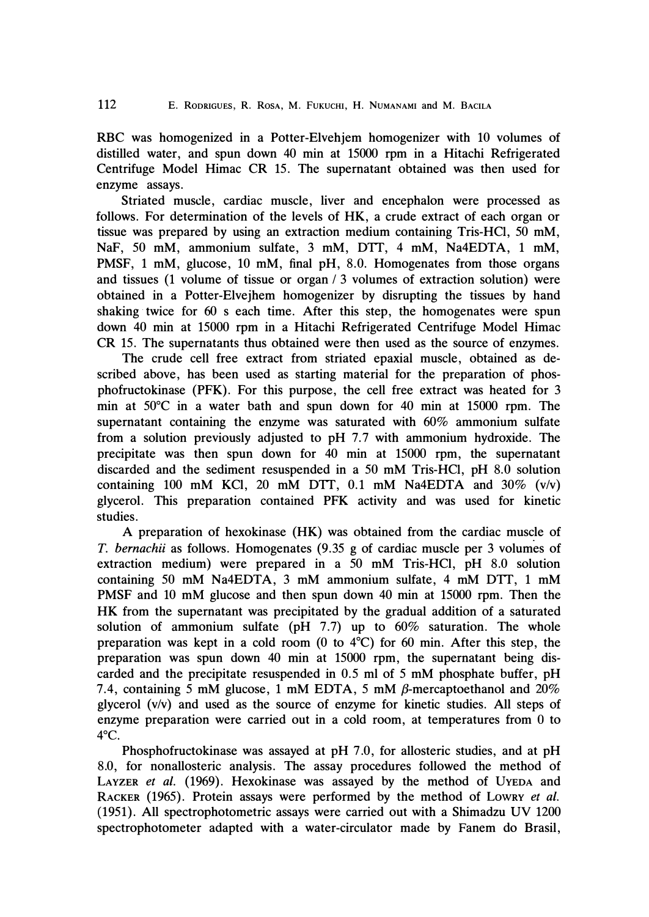RBC was homogenized in a Potter-Elvehjem homogenizer with 10 volumes of distilled water, and spun down 40 min at 15000 rpm in a Hitachi Refrigerated Centrifuge Model Himac CR 15. The supernatant obtained was then used for enzyme assays.

Striated muscle, cardiac muscle, liver and encephalon were processed as follows. For determination of the levels of HK, a crude extract of each organ or tissue was prepared by using an extraction medium containing Tris-HCl, 50 mM, NaF, 50 mM, ammonium sulfate, 3 mM, DTT, 4 mM, Na4EDTA, 1 mM, PMSF, 1 mM, glucose, 10 mM, final pH, 8.0. Homogenates from those organs and tissues (1 volume of tissue or organ / 3 volumes of extraction solution) were obtained in a Potter-Elvejhem homogenizer by disrupting the tissues by hand shaking twice for 60 s each time. After this step, the homogenates were spun down 40 min at 15000 rpm in a Hitachi Refrigerated Centrifuge Model Himac CR 15. The supernatants thus obtained were then used as the source of enzymes.

The crude cell free extract from striated epaxial muscle, obtained as described above, has been used as starting material for the preparation of phosphofructokinase (PFK). For this purpose, the cell free extract was heated for 3 min at 50°C in a water bath and spun down for 40 min at 15000 rpm. The supernatant containing the enzyme was saturated with 60% ammonium sulfate from a solution previously adjusted to pH 7.7 with ammonium hydroxide. The precipitate was then spun down for 40 min at 15000 rpm, the supernatant discarded and the sediment resuspended in a 50 mM Tris-HCl, pH 8.0 solution containing 100 mM KCl, 20 mM DTT, 0.1 mM Na4EDTA and 30% (v/v) glycerol. This preparation contained PFK activity and was used for kinetic studies.

A preparation of hexokinase (HK) was obtained from the cardiac muscle of *T. bernachii* as follows. Homogenates (9.35 g of cardiac muscle per 3 volumes of extraction medium) were prepared in a 50 mM Tris-HCl, pH 8.0 solution containing 50 mM Na4EDTA, 3 mM ammonium sulfate, 4 mM DTT, 1 mM PMSF and 10 mM glucose and then spun down 40 min at 15000 rpm. Then the HK from the supernatant was precipitated by the gradual addition of a saturated solution of ammonium sulfate (pH 7.7) up to 60% saturation. The whole preparation was kept in a cold room (0 to 4°C) for 60 min. After this step, the preparation was spun down 40 min at 15000 rpm, the supernatant being discarded and the precipitate resuspended in 0.5 ml of 5 mM phosphate buffer, pH 7.4, containing 5 mM glucose, 1 mM EDTA, 5 mM $\beta$-mercaptoethanol and 20% glycerol (v/v) and used as the source of enzyme for kinetic studies. All steps of enzyme preparation were carried out in a cold room, at temperatures from 0 to 4°C.

Phosphofructokinase was assayed at pH 7.0, for allosteric studies, and at pH 8.0, for nonallosteric analysis. The assay procedures followed the method of Layzer *et al.* (1969). Hexokinase was assayed by the method of Uyeda and Racker (1965). Protein assays were performed by the method of Lowry *et al.* (1951). All spectrophotometric assays were carried out with a Shimadzu UV 1200 spectrophotometer adapted with a water-circulator made by Fanem do Brasil,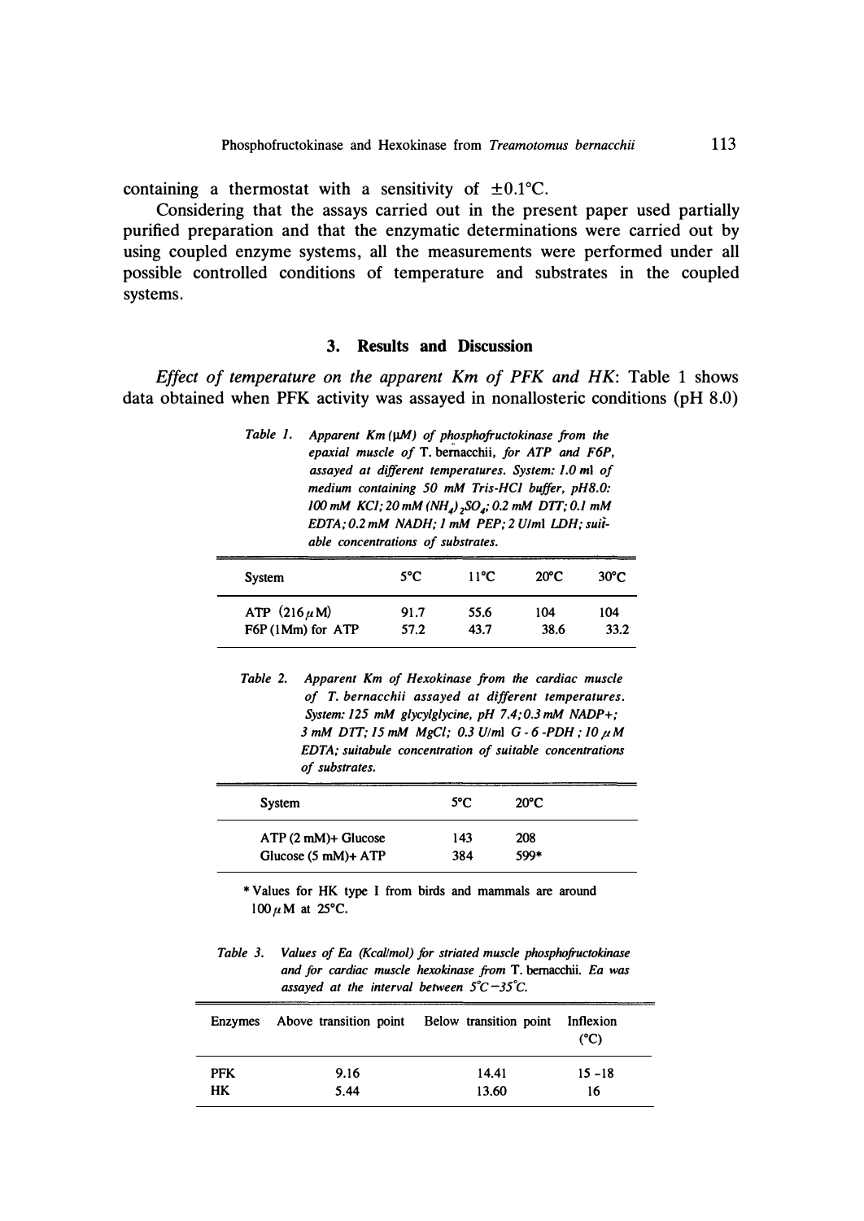containing a thermostat with a sensitivity of ±0.1°C.

Considering that the assays carried out in the present paper used partially purified preparation and that the enzymatic determinations were carried out by using coupled enzyme systems, all the measurements were performed under all possible controlled conditions of temperature and substrates in the coupled systems.

## 3. Results and Discussion

*Effect of temperature on the apparent Km of PFK and HK*: Table 1 shows data obtained when PFK activity was assayed in nonallosteric conditions (pH 8.0)

*Table 1. Apparent Km (μM) of phosphofructokinase from the epaxial muscle of T. bernacchii, for ATP and F6P, assayed at different temperatures. System: 1.0 ml of medium containing 50 mM Tris-HCl buffer, pH8.0: 100 mM KCl; 20 mM $(NH_4)_2SO_4$; 0.2 mM DTT; 0.1 mM EDTA; 0.2 mM NADH; 1 mM PEP; 2 U/ml LDH; suitable concentrations of substrates.*

| System | 5°C | 11°C | 20°C | 30°C |
|---|---|---|---|---|
| ATP (216 μM) | 91.7 | 55.6 | 104 | 104 |
| F6P (1Mm) for ATP | 57.2 | 43.7 | 38.6 | 33.2 |

*Table 2. Apparent Km of Hexokinase from the cardiac muscle of T. bernacchii assayed at different temperatures. System: 125 mM glycylglycine, pH 7.4; 0.3 mM NADP+; 3 mM DTT; 15 mM MgCl; 0.3 U/ml G-6-PDH; 10 μM EDTA; suitabule concentration of suitable concentrations of substrates.*

| System | 5°C | 20°C |
|---|---|---|
| ATP (2 mM)+ Glucose | 143 | 208 |
| Glucose (5 mM)+ ATP | 384 | 599* |

\* Values for HK type I from birds and mammals are around 100 μM at 25°C.

*Table 3. Values of Ea (Kcal/mol) for striated muscle phosphofructokinase and for cardiac muscle hexokinase from T. bernacchii. Ea was assayed at the interval between 5°C–35°C.*

| Enzymes | Above transition point | Below transition point | Inflexion (°C) |
|---|---|---|---|
| PFK | 9.16 | 14.41 | 15 -18 |
| HK | 5.44 | 13.60 | 16 |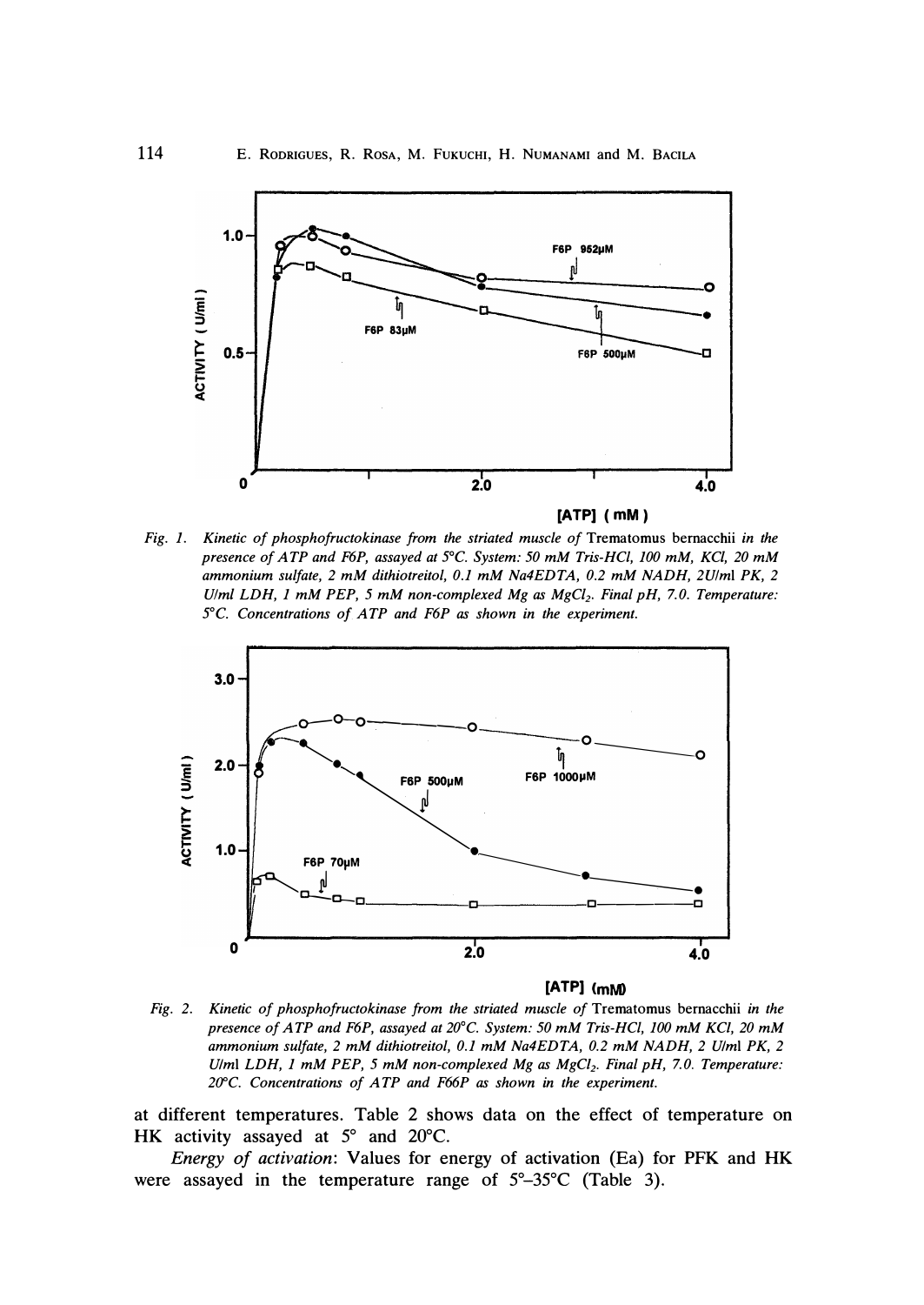*Fig. 1. Kinetic of phosphofructokinase from the striated muscle of* Trematomus bernacchii *in the presence of ATP and F6P, assayed at 5°C. System: 50 mM Tris-HCl, 100 mM, KCl, 20 mM ammonium sulfate, 2 mM dithiotreitol, 0.1 mM Na4EDTA, 0.2 mM NADH, 2U/ml PK, 2 U/ml LDH, 1 mM PEP, 5 mM non-complexed Mg as $MgCl_2$. Final pH, 7.0. Temperature: 5°C. Concentrations of ATP and F6P as shown in the experiment.*

*Fig. 2. Kinetic of phosphofructokinase from the striated muscle of* Trematomus bernacchii *in the presence of ATP and F6P, assayed at 20°C. System: 50 mM Tris-HCl, 100 mM KCl, 20 mM ammonium sulfate, 2 mM dithiotreitol, 0.1 mM Na4EDTA, 0.2 mM NADH, 2 U/ml PK, 2 U/ml LDH, 1 mM PEP, 5 mM non-complexed Mg as $MgCl_2$. Final pH, 7.0. Temperature: 20°C. Concentrations of ATP and F66P as shown in the experiment.*

at different temperatures. Table 2 shows data on the effect of temperature on HK activity assayed at 5° and 20°C.

*Energy of activation*: Values for energy of activation (Ea) for PFK and HK were assayed in the temperature range of 5°–35°C (Table 3).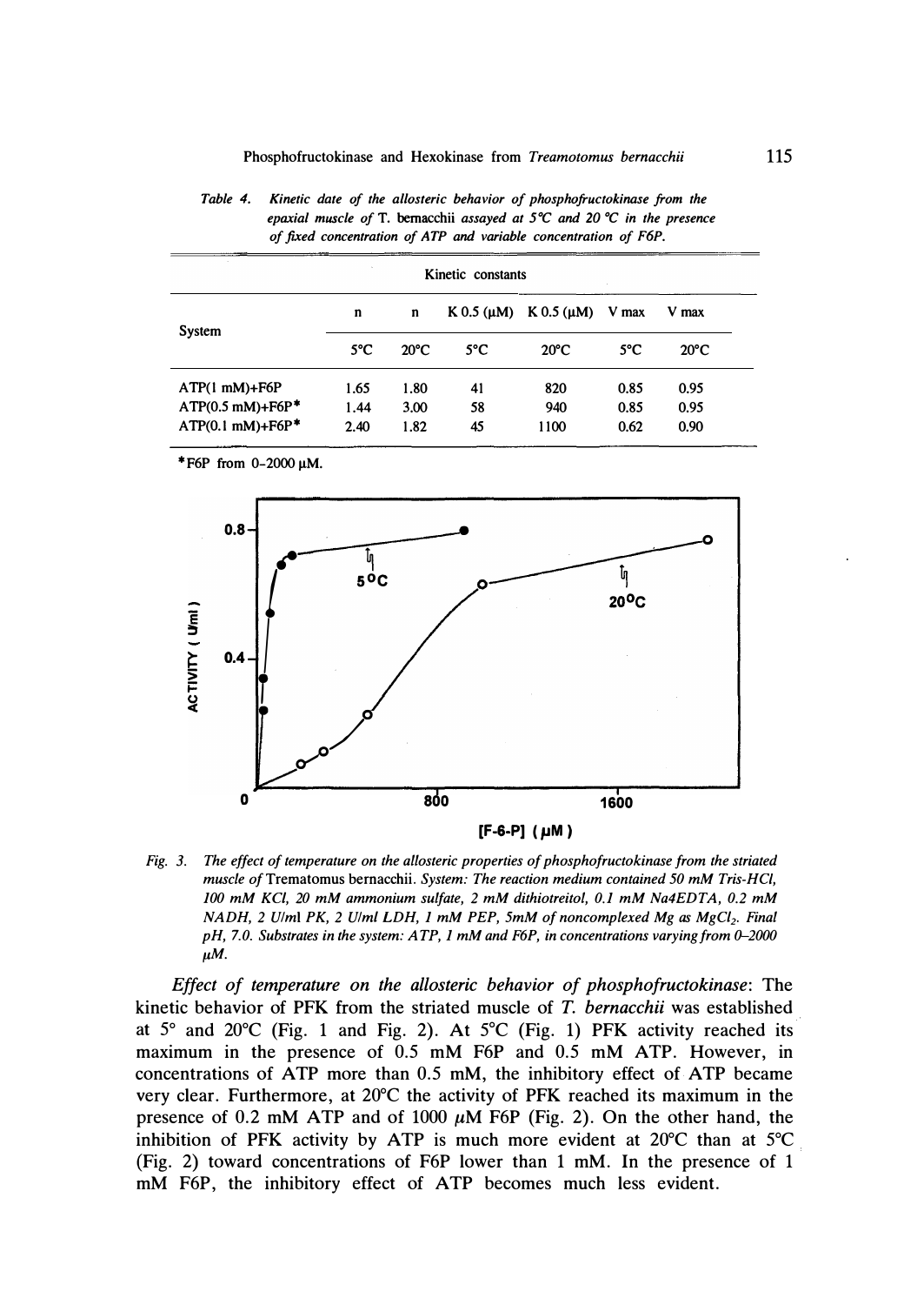*Table 4. Kinetic date of the allosteric behavior of phosphofructokinase from the epaxial muscle of* T. bernacchii *assayed at 5°C and 20 °C in the presence of fixed concentration of ATP and variable concentration of F6P.*

| System | Kinetic constants | | | | | |
|---|---|---|---|---|---|---|
| | n | n | K 0.5 (μM) | K 0.5 (μM) | V max | V max |
| | 5°C | 20°C | 5°C | 20°C | 5°C | 20°C |
| ATP(1 mM)+F6P | 1.65 | 1.80 | 41 | 820 | 0.85 | 0.95 |
| ATP(0.5 mM)+F6P* | 1.44 | 3.00 | 58 | 940 | 0.85 | 0.95 |
| ATP(0.1 mM)+F6P* | 2.40 | 1.82 | 45 | 1100 | 0.62 | 0.90 |

*F6P from 0–2000 μM.

*Fig. 3. The effect of temperature on the allosteric properties of phosphofructokinase from the striated muscle of* Trematomus bernacchii. *System: The reaction medium contained 50 mM Tris-HCl, 100 mM KCl, 20 mM ammonium sulfate, 2 mM dithiotreitol, 0.1 mM Na4EDTA, 0.2 mM NADH, 2 U/ml PK, 2 U/ml LDH, 1 mM PEP, 5mM of noncomplexed Mg as $MgCl_2$. Final pH, 7.0. Substrates in the system: ATP, 1 mM and F6P, in concentrations varying from 0–2000 μM.*

*Effect of temperature on the allosteric behavior of phosphofructokinase*: The kinetic behavior of PFK from the striated muscle of *T. bernacchii* was established at 5° and 20°C (Fig. 1 and Fig. 2). At 5°C (Fig. 1) PFK activity reached its maximum in the presence of 0.5 mM F6P and 0.5 mM ATP. However, in concentrations of ATP more than 0.5 mM, the inhibitory effect of ATP became very clear. Furthermore, at 20°C the activity of PFK reached its maximum in the presence of 0.2 mM ATP and of 1000 μM F6P (Fig. 2). On the other hand, the inhibition of PFK activity by ATP is much more evident at 20°C than at 5°C (Fig. 2) toward concentrations of F6P lower than 1 mM. In the presence of 1 mM F6P, the inhibitory effect of ATP becomes much less evident.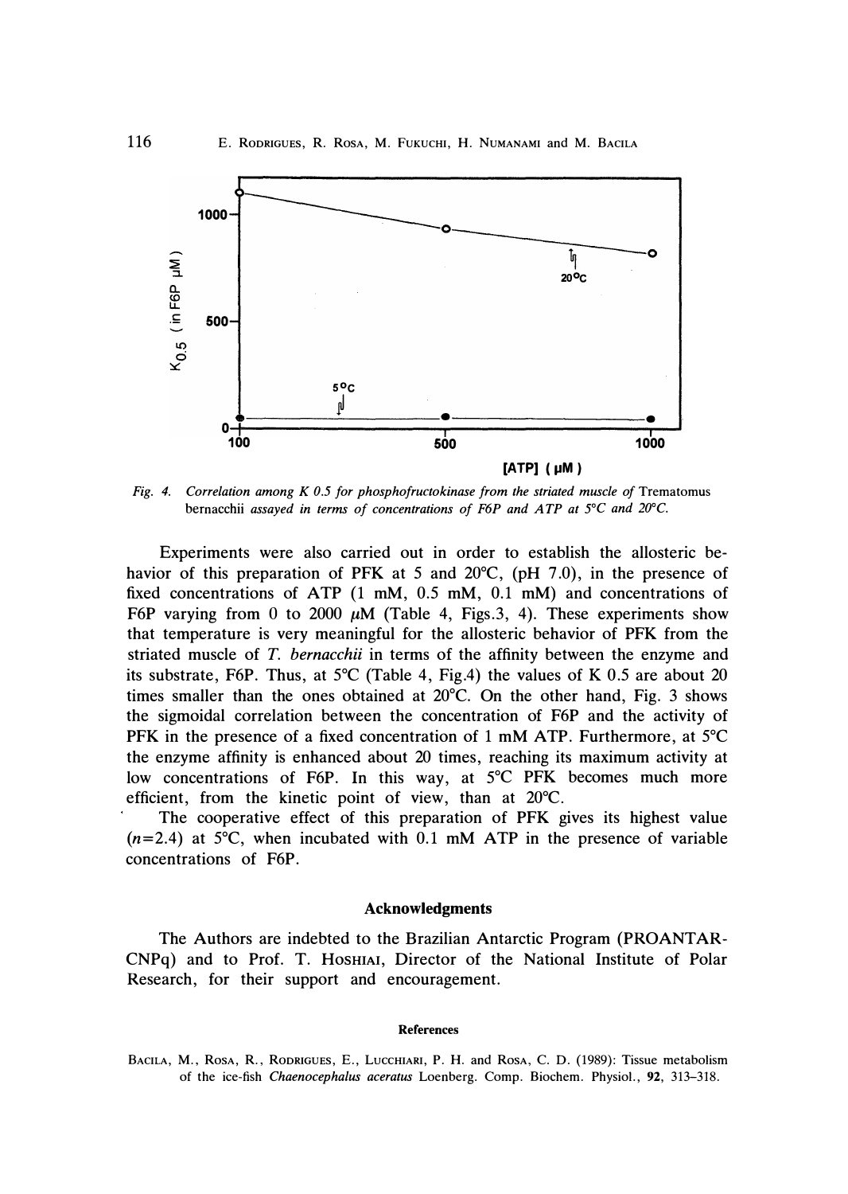*Fig. 4. Correlation among K 0.5 for phosphofructokinase from the striated muscle of* Trematomus bernacchii *assayed in terms of concentrations of F6P and ATP at 5°C and 20°C.*

Experiments were also carried out in order to establish the allosteric behavior of this preparation of PFK at 5 and 20°C, (pH 7.0), in the presence of fixed concentrations of ATP (1 mM, 0.5 mM, 0.1 mM) and concentrations of F6P varying from 0 to 2000 $\mu$M (Table 4, Figs.3, 4). These experiments show that temperature is very meaningful for the allosteric behavior of PFK from the striated muscle of *T. bernacchii* in terms of the affinity between the enzyme and its substrate, F6P. Thus, at 5°C (Table 4, Fig.4) the values of K 0.5 are about 20 times smaller than the ones obtained at 20°C. On the other hand, Fig. 3 shows the sigmoidal correlation between the concentration of F6P and the activity of PFK in the presence of a fixed concentration of 1 mM ATP. Furthermore, at 5°C the enzyme affinity is enhanced about 20 times, reaching its maximum activity at low concentrations of F6P. In this way, at 5°C PFK becomes much more efficient, from the kinetic point of view, than at 20°C.

The cooperative effect of this preparation of PFK gives its highest value ($n$=2.4) at 5°C, when incubated with 0.1 mM ATP in the presence of variable concentrations of F6P.

## Acknowledgments

The Authors are indebted to the Brazilian Antarctic Program (PROANTAR-CNPq) and to Prof. T. Hoshiai, Director of the National Institute of Polar Research, for their support and encouragement.

## References

Bacila, M., Rosa, R., Rodrigues, E., Lucchiari, P. H. and Rosa, C. D. (1989): Tissue metabolism of the ice-fish *Chaenocephalus aceratus* Loenberg. Comp. Biochem. Physiol., **92**, 313–318.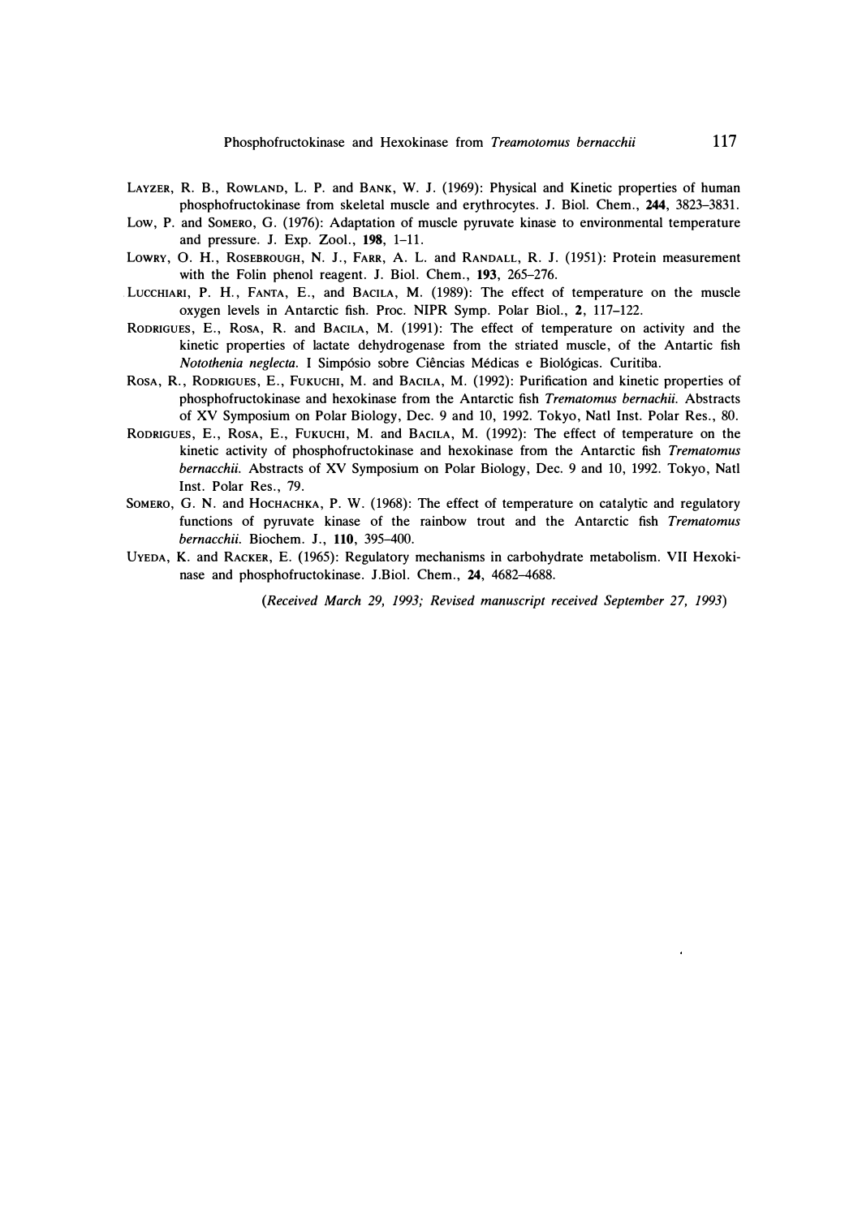Layzer, R. B., Rowland, L. P. and Bank, W. J. (1969): Physical and Kinetic properties of human phosphofructokinase from skeletal muscle and erythrocytes. J. Biol. Chem., **244**, 3823–3831.

Low, P. and Somero, G. (1976): Adaptation of muscle pyruvate kinase to environmental temperature and pressure. J. Exp. Zool., **198**, 1–11.

Lowry, O. H., Rosebrough, N. J., Farr, A. L. and Randall, R. J. (1951): Protein measurement with the Folin phenol reagent. J. Biol. Chem., **193**, 265–276.

Lucchiari, P. H., Fanta, E., and Bacila, M. (1989): The effect of temperature on the muscle oxygen levels in Antarctic fish. Proc. NIPR Symp. Polar Biol., **2**, 117–122.

Rodrigues, E., Rosa, R. and Bacila, M. (1991): The effect of temperature on activity and the kinetic properties of lactate dehydrogenase from the striated muscle, of the Antartic fish *Notothenia neglecta.* I Simpósio sobre Ciências Médicas e Biológicas. Curitiba.

Rosa, R., Rodrigues, E., Fukuchi, M. and Bacila, M. (1992): Purification and kinetic properties of phosphofructokinase and hexokinase from the Antarctic fish *Trematomus bernachii.* Abstracts of XV Symposium on Polar Biology, Dec. 9 and 10, 1992. Tokyo, Natl Inst. Polar Res., 80.

Rodrigues, E., Rosa, E., Fukuchi, M. and Bacila, M. (1992): The effect of temperature on the kinetic activity of phosphofructokinase and hexokinase from the Antarctic fish *Trematomus bernacchii.* Abstracts of XV Symposium on Polar Biology, Dec. 9 and 10, 1992. Tokyo, Natl Inst. Polar Res., 79.

Somero, G. N. and Hochachka, P. W. (1968): The effect of temperature on catalytic and regulatory functions of pyruvate kinase of the rainbow trout and the Antarctic fish *Trematomus bernacchii.* Biochem. J., **110**, 395–400.

Uyeda, K. and Racker, E. (1965): Regulatory mechanisms in carbohydrate metabolism. VII Hexokinase and phosphofructokinase. J.Biol. Chem., **24**, 4682–4688.

*(Received March 29, 1993; Revised manuscript received September 27, 1993)*